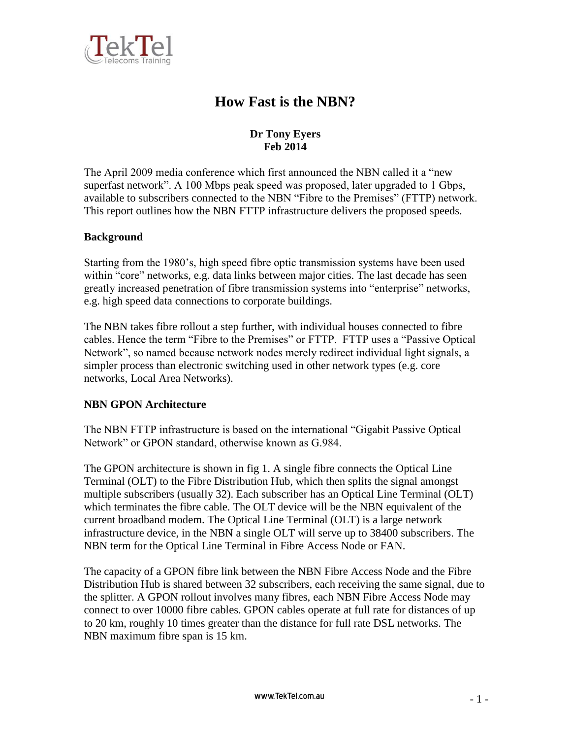# How Fast is the NBN?

**Dr Tony Eyers**
**Feb 2014**

The April 2009 media conference which first announced the NBN called it a "new superfast network". A 100 Mbps peak speed was proposed, later upgraded to 1 Gbps, available to subscribers connected to the NBN "Fibre to the Premises" (FTTP) network. This report outlines how the NBN FTTP infrastructure delivers the proposed speeds.

## Background

Starting from the 1980's, high speed fibre optic transmission systems have been used within "core" networks, e.g. data links between major cities. The last decade has seen greatly increased penetration of fibre transmission systems into "enterprise" networks, e.g. high speed data connections to corporate buildings.

The NBN takes fibre rollout a step further, with individual houses connected to fibre cables. Hence the term "Fibre to the Premises" or FTTP. FTTP uses a "Passive Optical Network", so named because network nodes merely redirect individual light signals, a simpler process than electronic switching used in other network types (e.g. core networks, Local Area Networks).

## NBN GPON Architecture

The NBN FTTP infrastructure is based on the international "Gigabit Passive Optical Network" or GPON standard, otherwise known as G.984.

The GPON architecture is shown in fig 1. A single fibre connects the Optical Line Terminal (OLT) to the Fibre Distribution Hub, which then splits the signal amongst multiple subscribers (usually 32). Each subscriber has an Optical Line Terminal (OLT) which terminates the fibre cable. The OLT device will be the NBN equivalent of the current broadband modem. The Optical Line Terminal (OLT) is a large network infrastructure device, in the NBN a single OLT will serve up to 38400 subscribers. The NBN term for the Optical Line Terminal in Fibre Access Node or FAN.

The capacity of a GPON fibre link between the NBN Fibre Access Node and the Fibre Distribution Hub is shared between 32 subscribers, each receiving the same signal, due to the splitter. A GPON rollout involves many fibres, each NBN Fibre Access Node may connect to over 10000 fibre cables. GPON cables operate at full rate for distances of up to 20 km, roughly 10 times greater than the distance for full rate DSL networks. The NBN maximum fibre span is 15 km.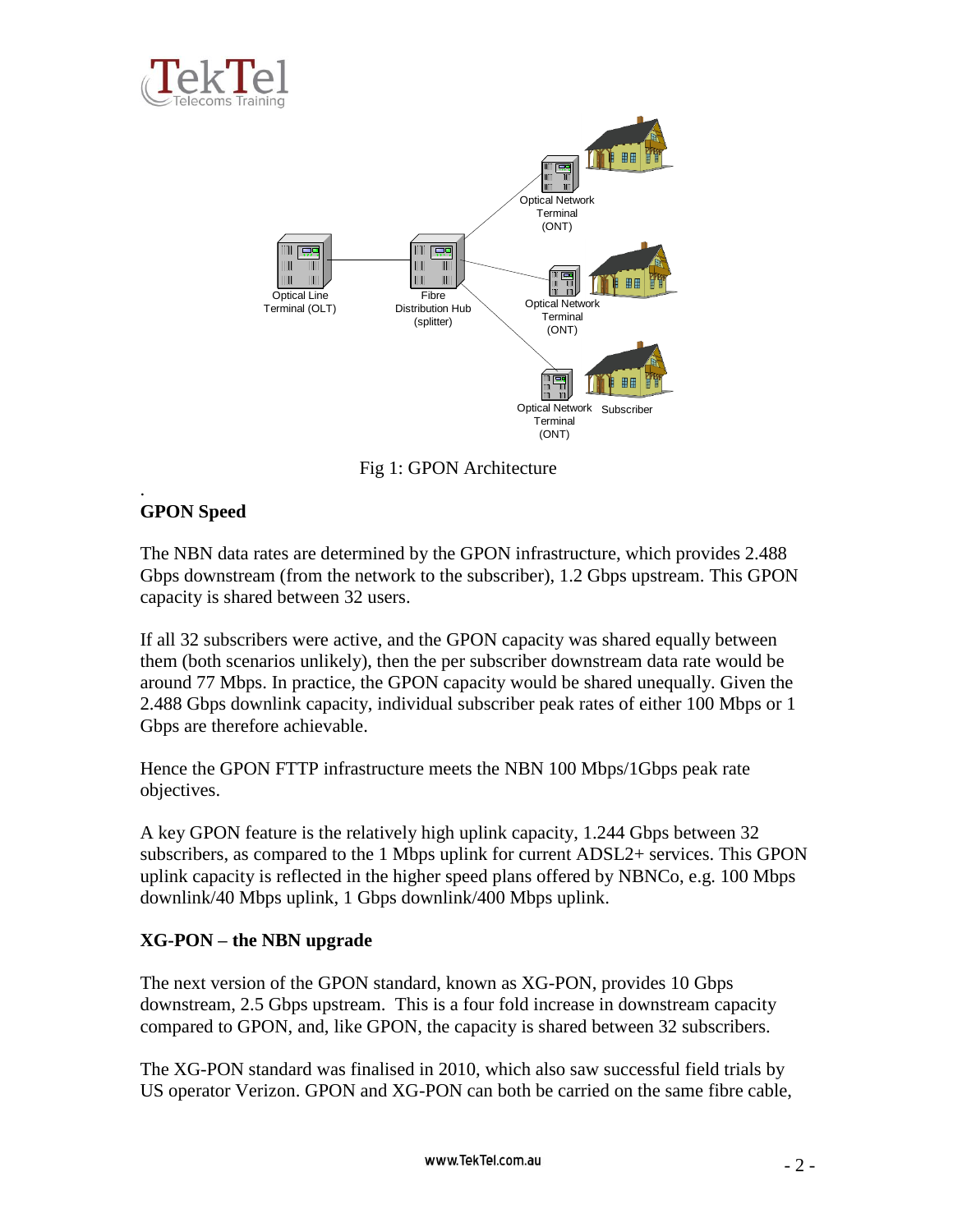Fig 1: GPON Architecture

## GPON Speed

The NBN data rates are determined by the GPON infrastructure, which provides 2.488 Gbps downstream (from the network to the subscriber), 1.2 Gbps upstream. This GPON capacity is shared between 32 users.

If all 32 subscribers were active, and the GPON capacity was shared equally between them (both scenarios unlikely), then the per subscriber downstream data rate would be around 77 Mbps. In practice, the GPON capacity would be shared unequally. Given the 2.488 Gbps downlink capacity, individual subscriber peak rates of either 100 Mbps or 1 Gbps are therefore achievable.

Hence the GPON FTTP infrastructure meets the NBN 100 Mbps/1Gbps peak rate objectives.

A key GPON feature is the relatively high uplink capacity, 1.244 Gbps between 32 subscribers, as compared to the 1 Mbps uplink for current ADSL2+ services. This GPON uplink capacity is reflected in the higher speed plans offered by NBNCo, e.g. 100 Mbps downlink/40 Mbps uplink, 1 Gbps downlink/400 Mbps uplink.

## XG-PON – the NBN upgrade

The next version of the GPON standard, known as XG-PON, provides 10 Gbps downstream, 2.5 Gbps upstream. This is a four fold increase in downstream capacity compared to GPON, and, like GPON, the capacity is shared between 32 subscribers.

The XG-PON standard was finalised in 2010, which also saw successful field trials by US operator Verizon. GPON and XG-PON can both be carried on the same fibre cable,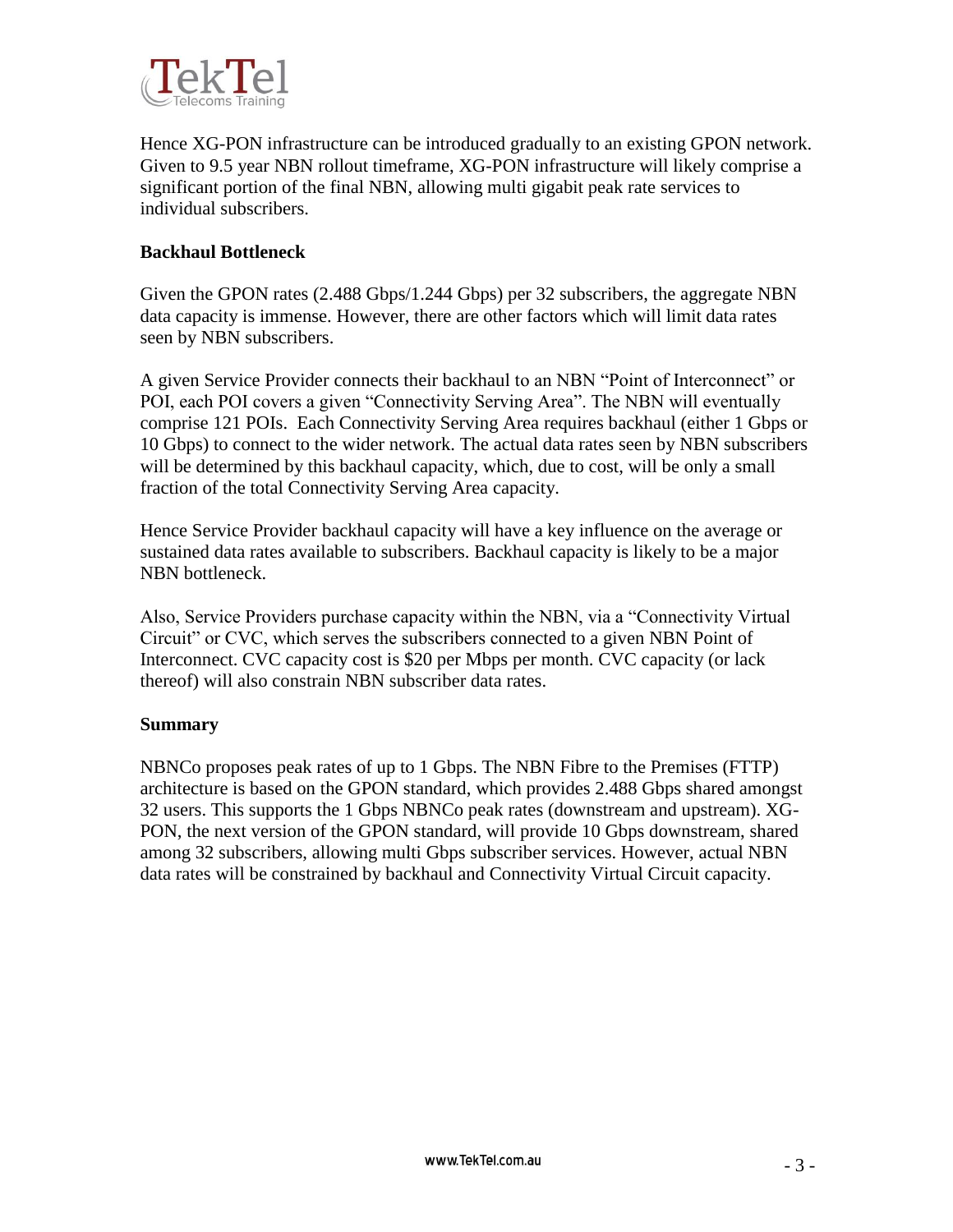Hence XG-PON infrastructure can be introduced gradually to an existing GPON network. Given to 9.5 year NBN rollout timeframe, XG-PON infrastructure will likely comprise a significant portion of the final NBN, allowing multi gigabit peak rate services to individual subscribers.

**Backhaul Bottleneck**

Given the GPON rates (2.488 Gbps/1.244 Gbps) per 32 subscribers, the aggregate NBN data capacity is immense. However, there are other factors which will limit data rates seen by NBN subscribers.

A given Service Provider connects their backhaul to an NBN "Point of Interconnect" or POI, each POI covers a given "Connectivity Serving Area". The NBN will eventually comprise 121 POIs. Each Connectivity Serving Area requires backhaul (either 1 Gbps or 10 Gbps) to connect to the wider network. The actual data rates seen by NBN subscribers will be determined by this backhaul capacity, which, due to cost, will be only a small fraction of the total Connectivity Serving Area capacity.

Hence Service Provider backhaul capacity will have a key influence on the average or sustained data rates available to subscribers. Backhaul capacity is likely to be a major NBN bottleneck.

Also, Service Providers purchase capacity within the NBN, via a "Connectivity Virtual Circuit" or CVC, which serves the subscribers connected to a given NBN Point of Interconnect. CVC capacity cost is $20 per Mbps per month. CVC capacity (or lack thereof) will also constrain NBN subscriber data rates.

**Summary**

NBNCo proposes peak rates of up to 1 Gbps. The NBN Fibre to the Premises (FTTP) architecture is based on the GPON standard, which provides 2.488 Gbps shared amongst 32 users. This supports the 1 Gbps NBNCo peak rates (downstream and upstream). XG-PON, the next version of the GPON standard, will provide 10 Gbps downstream, shared among 32 subscribers, allowing multi Gbps subscriber services. However, actual NBN data rates will be constrained by backhaul and Connectivity Virtual Circuit capacity.